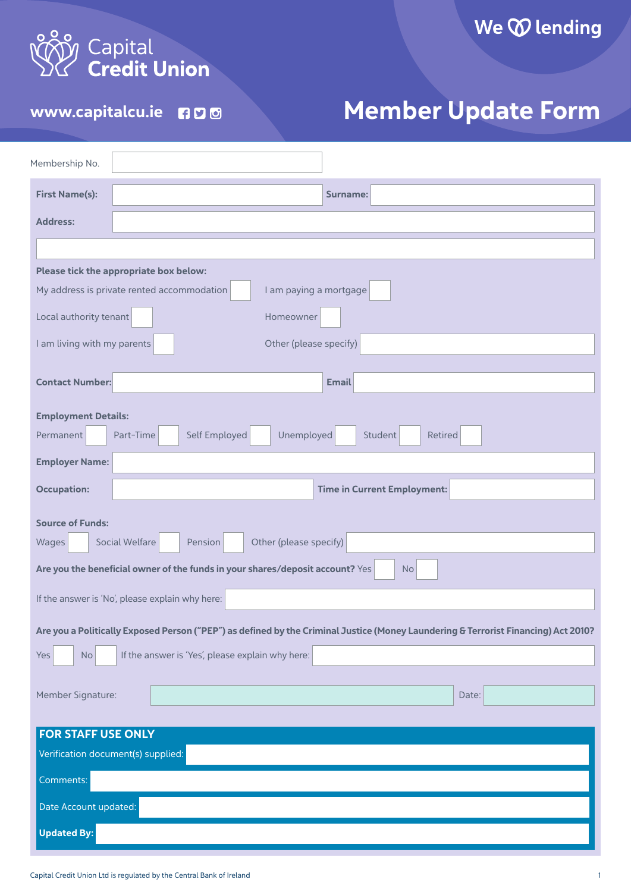Capital Credit Union

We ♡ lending

www.capitalcu.ie

# Member Update Form

Membership No.

**First Name(s):** **Surname:**

**Address:**

**Please tick the appropriate box below:**

- My address is private rented accommodation ☐
- I am paying a mortgage ☐
- Local authority tenant ☐
- Homeowner ☐
- I am living with my parents ☐
- Other (please specify)

**Contact Number:** **Email**

**Employment Details:**

Permanent ☐ Part-Time ☐ Self Employed ☐ Unemployed ☐ Student ☐ Retired ☐

**Employer Name:**

**Occupation:** **Time in Current Employment:**

**Source of Funds:**

Wages ☐ Social Welfare ☐ Pension ☐ Other (please specify)

**Are you the beneficial owner of the funds in your shares/deposit account?** Yes ☐ No ☐

If the answer is 'No', please explain why here:

**Are you a Politically Exposed Person ("PEP") as defined by the Criminal Justice (Money Laundering & Terrorist Financing) Act 2010?**

Yes ☐ No ☐ If the answer is 'Yes', please explain why here:

Member Signature: Date:

## FOR STAFF USE ONLY

Verification document(s) supplied:

Comments:

Date Account updated:

**Updated By:**

Capital Credit Union Ltd is regulated by the Central Bank of Ireland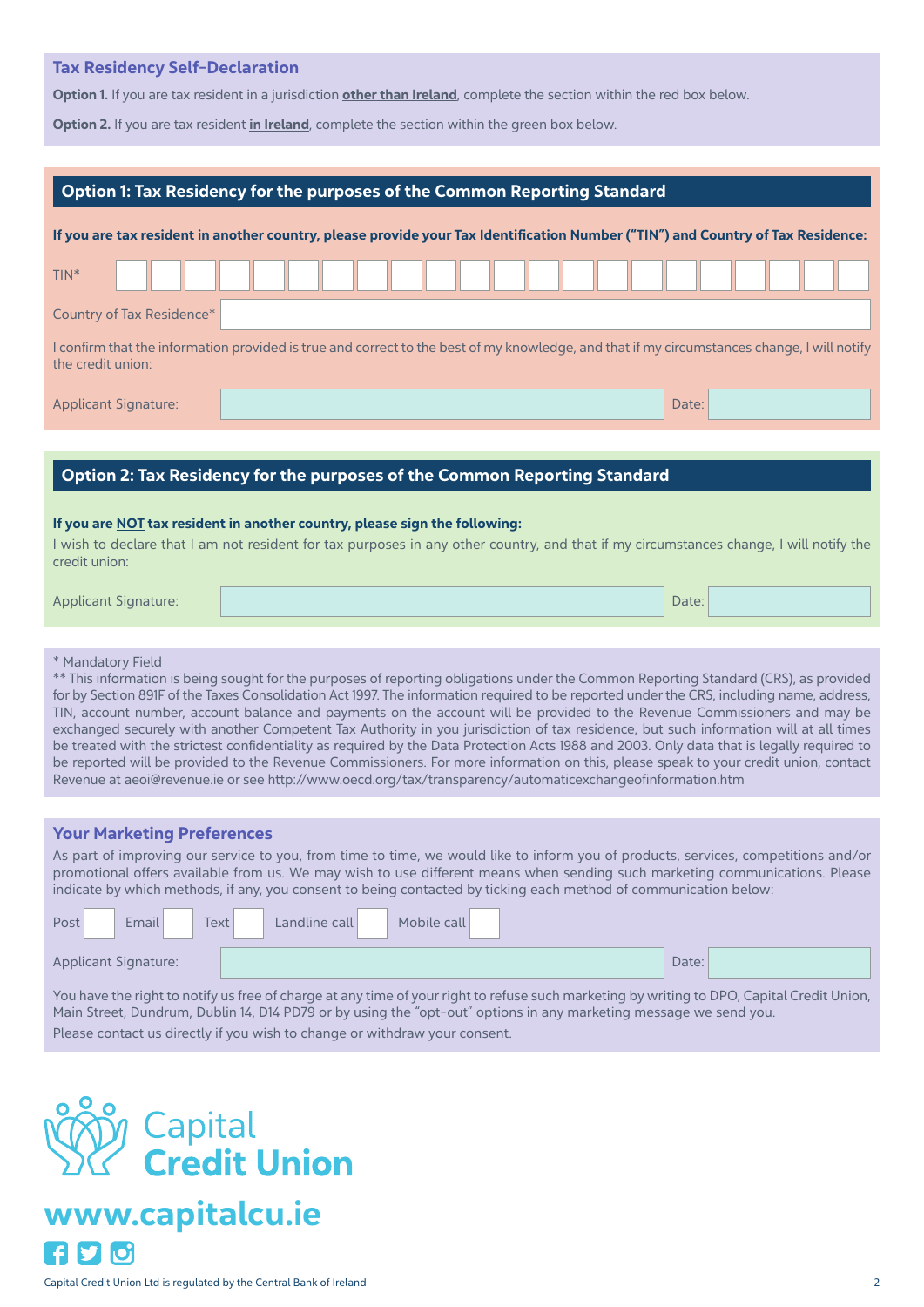## Tax Residency Self-Declaration

**Option 1.** If you are tax resident in a jurisdiction **other than Ireland**, complete the section within the red box below.

**Option 2.** If you are tax resident **in Ireland**, complete the section within the green box below.

### Option 1: Tax Residency for the purposes of the Common Reporting Standard

**If you are tax resident in another country, please provide your Tax Identification Number ("TIN") and Country of Tax Residence:**

TIN*

Country of Tax Residence*

I confirm that the information provided is true and correct to the best of my knowledge, and that if my circumstances change, I will notify the credit union:

Applicant Signature: Date:

### Option 2: Tax Residency for the purposes of the Common Reporting Standard

**If you are NOT tax resident in another country, please sign the following:**

I wish to declare that I am not resident for tax purposes in any other country, and that if my circumstances change, I will notify the credit union:

Applicant Signature: Date:

\* Mandatory Field

** This information is being sought for the purposes of reporting obligations under the Common Reporting Standard (CRS), as provided for by Section 891F of the Taxes Consolidation Act 1997. The information required to be reported under the CRS, including name, address, TIN, account number, account balance and payments on the account will be provided to the Revenue Commissioners and may be exchanged securely with another Competent Tax Authority in you jurisdiction of tax residence, but such information will at all times be treated with the strictest confidentiality as required by the Data Protection Acts 1988 and 2003. Only data that is legally required to be reported will be provided to the Revenue Commissioners. For more information on this, please speak to your credit union, contact Revenue at aeoi@revenue.ie or see http://www.oecd.org/tax/transparency/automaticexchangeofinformation.htm

## Your Marketing Preferences

As part of improving our service to you, from time to time, we would like to inform you of products, services, competitions and/or promotional offers available from us. We may wish to use different means when sending such marketing communications. Please indicate by which methods, if any, you consent to being contacted by ticking each method of communication below:

Post ☐ Email ☐ Text ☐ Landline call ☐ Mobile call ☐

Applicant Signature: Date:

You have the right to notify us free of charge at any time of your right to refuse such marketing by writing to DPO, Capital Credit Union, Main Street, Dundrum, Dublin 14, D14 PD79 or by using the "opt-out" options in any marketing message we send you.

Please contact us directly if you wish to change or withdraw your consent.

Capital **Credit Union**

**www.capitalcu.ie**

Capital Credit Union Ltd is regulated by the Central Bank of Ireland